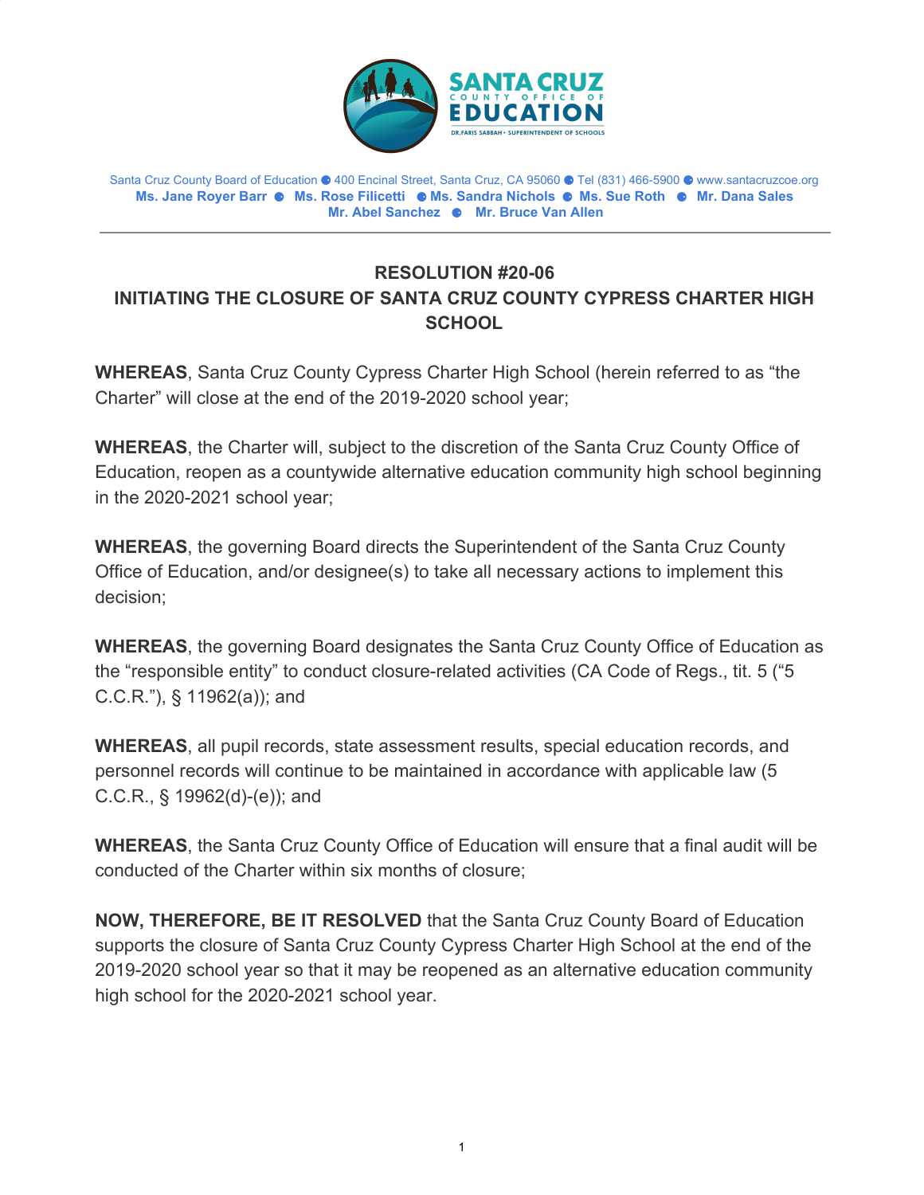**SANTA CRUZ COUNTY OFFICE OF EDUCATION**
DR. FARIS SABBAH • SUPERINTENDENT OF SCHOOLS

Santa Cruz County Board of Education ● 400 Encinal Street, Santa Cruz, CA 95060 ● Tel (831) 466-5900 ● www.santacruzcoe.org
**Ms. Jane Royer Barr ● Ms. Rose Filicetti ● Ms. Sandra Nichols ● Ms. Sue Roth ● Mr. Dana Sales**
**Mr. Abel Sanchez ● Mr. Bruce Van Allen**

---

## RESOLUTION #20-06
## INITIATING THE CLOSURE OF SANTA CRUZ COUNTY CYPRESS CHARTER HIGH SCHOOL

**WHEREAS**, Santa Cruz County Cypress Charter High School (herein referred to as "the Charter" will close at the end of the 2019-2020 school year;

**WHEREAS**, the Charter will, subject to the discretion of the Santa Cruz County Office of Education, reopen as a countywide alternative education community high school beginning in the 2020-2021 school year;

**WHEREAS**, the governing Board directs the Superintendent of the Santa Cruz County Office of Education, and/or designee(s) to take all necessary actions to implement this decision;

**WHEREAS**, the governing Board designates the Santa Cruz County Office of Education as the "responsible entity" to conduct closure-related activities (CA Code of Regs., tit. 5 ("5 C.C.R."), § 11962(a)); and

**WHEREAS**, all pupil records, state assessment results, special education records, and personnel records will continue to be maintained in accordance with applicable law (5 C.C.R., § 19962(d)-(e)); and

**WHEREAS**, the Santa Cruz County Office of Education will ensure that a final audit will be conducted of the Charter within six months of closure;

**NOW, THEREFORE, BE IT RESOLVED** that the Santa Cruz County Board of Education supports the closure of Santa Cruz County Cypress Charter High School at the end of the 2019-2020 school year so that it may be reopened as an alternative education community high school for the 2020-2021 school year.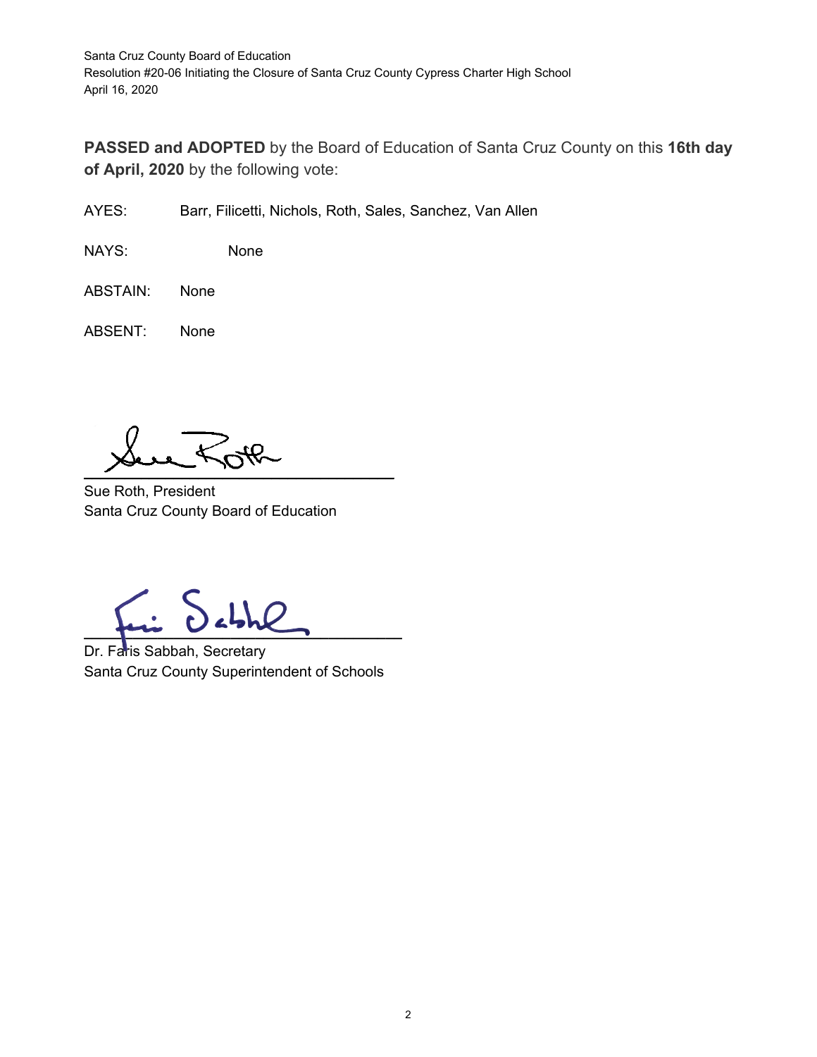Santa Cruz County Board of Education
Resolution #20-06 Initiating the Closure of Santa Cruz County Cypress Charter High School
April 16, 2020

**PASSED and ADOPTED** by the Board of Education of Santa Cruz County on this **16th day of April, 2020** by the following vote:

AYES: Barr, Filicetti, Nichols, Roth, Sales, Sanchez, Van Allen

NAYS: None

ABSTAIN: None

ABSENT: None

\_\_\_\_\_\_\_\_\_\_\_\_\_\_\_\_\_\_\_\_\_\_\_\_\_\_\_\_\_\_\_\_\_\_\_\_
Sue Roth, President
Santa Cruz County Board of Education

\_\_\_\_\_\_\_\_\_\_\_\_\_\_\_\_\_\_\_\_\_\_\_\_\_\_\_\_\_\_\_\_\_\_\_\_
Dr. Faris Sabbah, Secretary
Santa Cruz County Superintendent of Schools